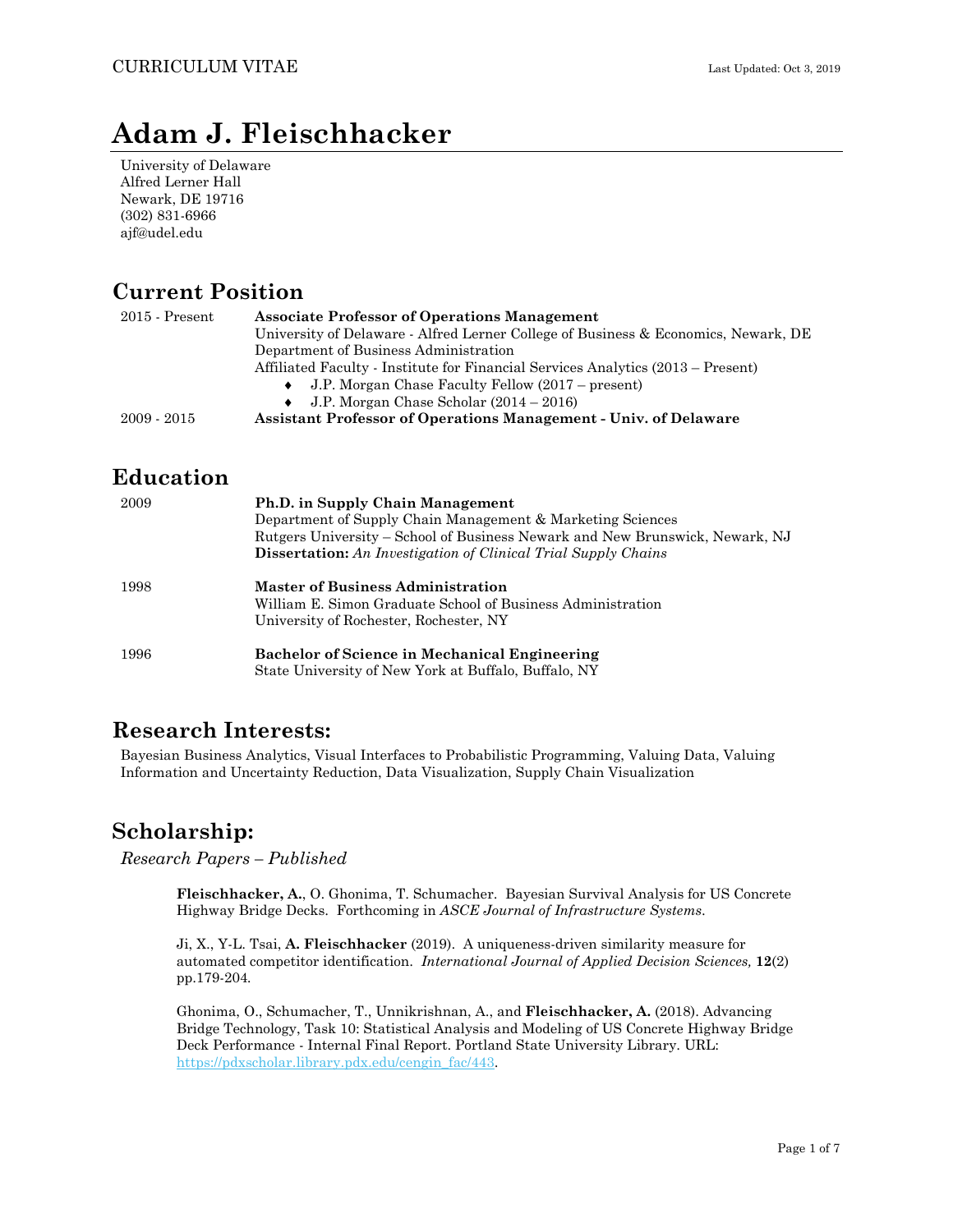CURRICULUM VITAE

Last Updated: Oct 3, 2019

# Adam J. Fleischhacker

University of Delaware
Alfred Lerner Hall
Newark, DE 19716
(302) 831-6966
ajf@udel.edu

## Current Position

| | |
|---|---|
| 2015 - Present | **Associate Professor of Operations Management**<br>University of Delaware - Alfred Lerner College of Business & Economics, Newark, DE<br>Department of Business Administration<br>Affiliated Faculty - Institute for Financial Services Analytics (2013 – Present)<br>♦ J.P. Morgan Chase Faculty Fellow (2017 – present)<br>♦ J.P. Morgan Chase Scholar (2014 – 2016) |
| 2009 - 2015 | **Assistant Professor of Operations Management - Univ. of Delaware** |

## Education

| | |
|---|---|
| 2009 | **Ph.D. in Supply Chain Management**<br>Department of Supply Chain Management & Marketing Sciences<br>Rutgers University – School of Business Newark and New Brunswick, Newark, NJ<br>**Dissertation:** *An Investigation of Clinical Trial Supply Chains* |
| 1998 | **Master of Business Administration**<br>William E. Simon Graduate School of Business Administration<br>University of Rochester, Rochester, NY |
| 1996 | **Bachelor of Science in Mechanical Engineering**<br>State University of New York at Buffalo, Buffalo, NY |

## Research Interests:

Bayesian Business Analytics, Visual Interfaces to Probabilistic Programming, Valuing Data, Valuing Information and Uncertainty Reduction, Data Visualization, Supply Chain Visualization

## Scholarship:

*Research Papers – Published*

**Fleischhacker, A.**, O. Ghonima, T. Schumacher. Bayesian Survival Analysis for US Concrete Highway Bridge Decks. Forthcoming in *ASCE Journal of Infrastructure Systems*.

Ji, X., Y-L. Tsai, **A. Fleischhacker** (2019). A uniqueness-driven similarity measure for automated competitor identification. *International Journal of Applied Decision Sciences,* **12**(2) pp.179-204.

Ghonima, O., Schumacher, T., Unnikrishnan, A., and **Fleischhacker, A.** (2018). Advancing Bridge Technology, Task 10: Statistical Analysis and Modeling of US Concrete Highway Bridge Deck Performance - Internal Final Report. Portland State University Library. URL: https://pdxscholar.library.pdx.edu/cengin_fac/443.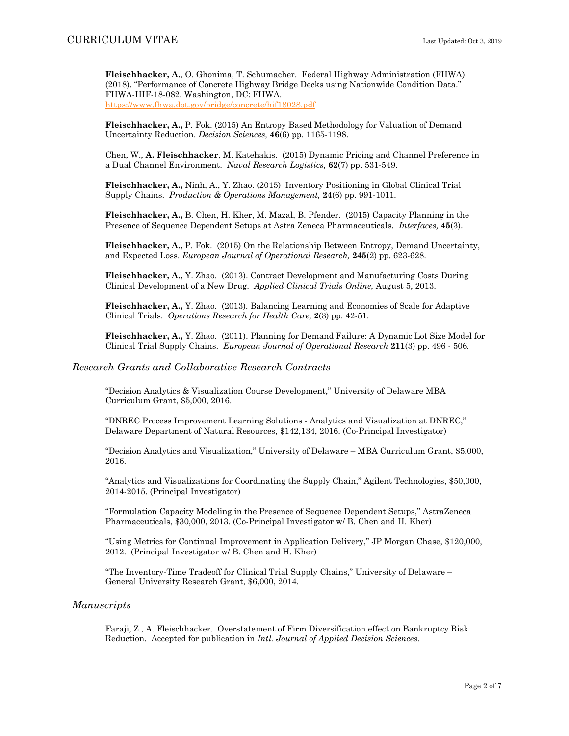**Fleischhacker, A.**, O. Ghonima, T. Schumacher. Federal Highway Administration (FHWA). (2018). "Performance of Concrete Highway Bridge Decks using Nationwide Condition Data." FHWA-HIF-18-082. Washington, DC: FHWA.
https://www.fhwa.dot.gov/bridge/concrete/hif18028.pdf

**Fleischhacker, A.,** P. Fok. (2015) An Entropy Based Methodology for Valuation of Demand Uncertainty Reduction. *Decision Sciences,* **46**(6) pp. 1165-1198.

Chen, W., **A. Fleischhacker**, M. Katehakis. (2015) Dynamic Pricing and Channel Preference in a Dual Channel Environment. *Naval Research Logistics,* **62**(7) pp. 531-549.

**Fleischhacker, A.,** Ninh, A., Y. Zhao. (2015) Inventory Positioning in Global Clinical Trial Supply Chains. *Production & Operations Management,* **24**(6) pp. 991-1011.

**Fleischhacker, A.,** B. Chen, H. Kher, M. Mazal, B. Pfender. (2015) Capacity Planning in the Presence of Sequence Dependent Setups at Astra Zeneca Pharmaceuticals. *Interfaces,* **45**(3).

**Fleischhacker, A.,** P. Fok. (2015) On the Relationship Between Entropy, Demand Uncertainty, and Expected Loss. *European Journal of Operational Research,* **245**(2) pp. 623-628.

**Fleischhacker, A.,** Y. Zhao. (2013). Contract Development and Manufacturing Costs During Clinical Development of a New Drug. *Applied Clinical Trials Online,* August 5, 2013.

**Fleischhacker, A.,** Y. Zhao. (2013). Balancing Learning and Economies of Scale for Adaptive Clinical Trials. *Operations Research for Health Care,* **2**(3) pp. 42-51.

**Fleischhacker, A.,** Y. Zhao. (2011). Planning for Demand Failure: A Dynamic Lot Size Model for Clinical Trial Supply Chains. *European Journal of Operational Research* **211**(3) pp. 496 - 506.

### *Research Grants and Collaborative Research Contracts*

"Decision Analytics & Visualization Course Development," University of Delaware MBA Curriculum Grant, $5,000, 2016.

"DNREC Process Improvement Learning Solutions - Analytics and Visualization at DNREC," Delaware Department of Natural Resources, $142,134, 2016. (Co-Principal Investigator)

"Decision Analytics and Visualization," University of Delaware – MBA Curriculum Grant, $5,000, 2016.

"Analytics and Visualizations for Coordinating the Supply Chain," Agilent Technologies, $50,000, 2014-2015. (Principal Investigator)

"Formulation Capacity Modeling in the Presence of Sequence Dependent Setups," AstraZeneca Pharmaceuticals, $30,000, 2013. (Co-Principal Investigator w/ B. Chen and H. Kher)

"Using Metrics for Continual Improvement in Application Delivery," JP Morgan Chase, $120,000, 2012. (Principal Investigator w/ B. Chen and H. Kher)

"The Inventory-Time Tradeoff for Clinical Trial Supply Chains," University of Delaware – General University Research Grant, $6,000, 2014.

### *Manuscripts*

Faraji, Z., A. Fleischhacker. Overstatement of Firm Diversification effect on Bankruptcy Risk Reduction. Accepted for publication in *Intl. Journal of Applied Decision Sciences.*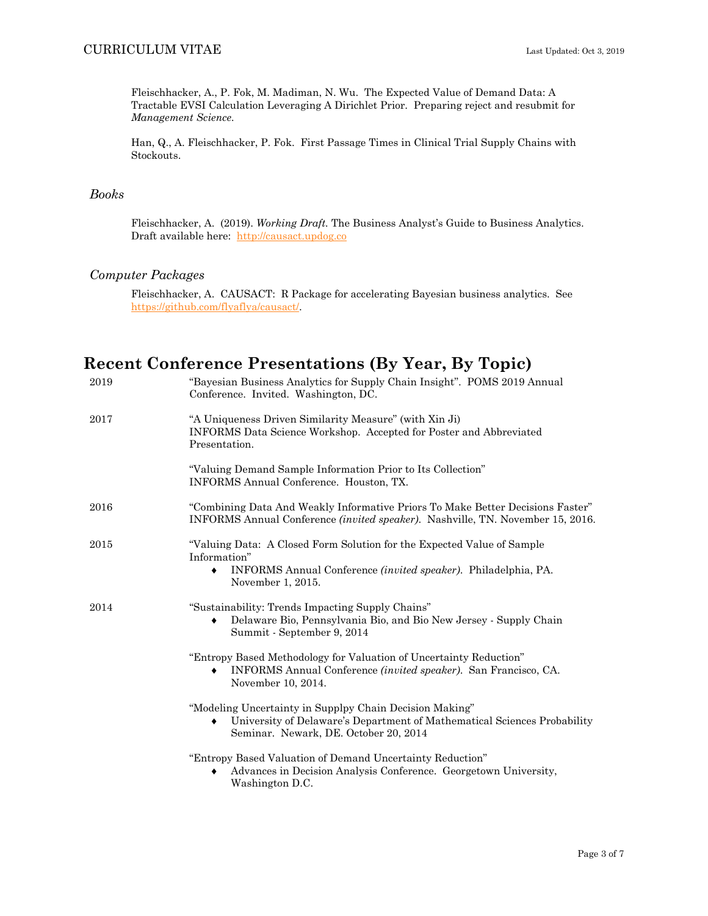Fleischhacker, A., P. Fok, M. Madiman, N. Wu. The Expected Value of Demand Data: A Tractable EVSI Calculation Leveraging A Dirichlet Prior. Preparing reject and resubmit for *Management Science.*

Han, Q., A. Fleischhacker, P. Fok. First Passage Times in Clinical Trial Supply Chains with Stockouts.

### *Books*

Fleischhacker, A. (2019). *Working Draft.* The Business Analyst's Guide to Business Analytics. Draft available here: [http://causact.updog.co](http://causact.updog.co)

### *Computer Packages*

Fleischhacker, A. CAUSACT: R Package for accelerating Bayesian business analytics. See [https://github.com/flyaflya/causact/](https://github.com/flyaflya/causact/).

## Recent Conference Presentations (By Year, By Topic)

**2019**

"Bayesian Business Analytics for Supply Chain Insight". POMS 2019 Annual Conference. Invited. Washington, DC.

**2017**

"A Uniqueness Driven Similarity Measure" (with Xin Ji)
INFORMS Data Science Workshop. Accepted for Poster and Abbreviated Presentation.

"Valuing Demand Sample Information Prior to Its Collection"
INFORMS Annual Conference. Houston, TX.

**2016**

"Combining Data And Weakly Informative Priors To Make Better Decisions Faster"
INFORMS Annual Conference *(invited speaker).* Nashville, TN. November 15, 2016.

**2015**

"Valuing Data: A Closed Form Solution for the Expected Value of Sample Information"

- INFORMS Annual Conference *(invited speaker).* Philadelphia, PA. November 1, 2015.

**2014**

"Sustainability: Trends Impacting Supply Chains"

- Delaware Bio, Pennsylvania Bio, and Bio New Jersey - Supply Chain Summit - September 9, 2014

"Entropy Based Methodology for Valuation of Uncertainty Reduction"

- INFORMS Annual Conference *(invited speaker).* San Francisco, CA. November 10, 2014.

"Modeling Uncertainty in Supplpy Chain Decision Making"

- University of Delaware's Department of Mathematical Sciences Probability Seminar. Newark, DE. October 20, 2014

"Entropy Based Valuation of Demand Uncertainty Reduction"

- Advances in Decision Analysis Conference. Georgetown University, Washington D.C.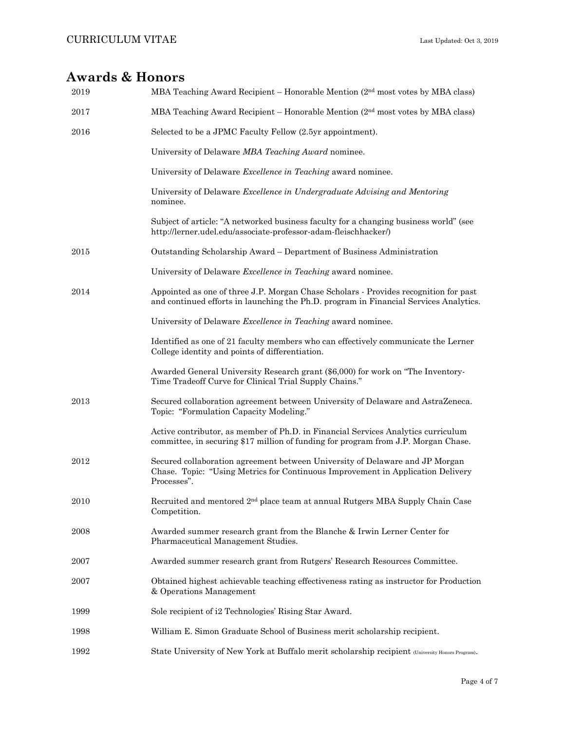## Awards & Honors

| | |
|---|---|
| 2019 | MBA Teaching Award Recipient – Honorable Mention (2nd most votes by MBA class) |
| 2017 | MBA Teaching Award Recipient – Honorable Mention (2nd most votes by MBA class) |
| 2016 | Selected to be a JPMC Faculty Fellow (2.5yr appointment). |
| | University of Delaware *MBA Teaching Award* nominee. |
| | University of Delaware *Excellence in Teaching* award nominee. |
| | University of Delaware *Excellence in Undergraduate Advising and Mentoring* nominee. |
| | Subject of article: "A networked business faculty for a changing business world" (see http://lerner.udel.edu/associate-professor-adam-fleischhacker/) |
| 2015 | Outstanding Scholarship Award – Department of Business Administration |
| | University of Delaware *Excellence in Teaching* award nominee. |
| 2014 | Appointed as one of three J.P. Morgan Chase Scholars - Provides recognition for past and continued efforts in launching the Ph.D. program in Financial Services Analytics. |
| | University of Delaware *Excellence in Teaching* award nominee. |
| | Identified as one of 21 faculty members who can effectively communicate the Lerner College identity and points of differentiation. |
| | Awarded General University Research grant ($6,000) for work on "The Inventory-Time Tradeoff Curve for Clinical Trial Supply Chains." |
| 2013 | Secured collaboration agreement between University of Delaware and AstraZeneca. Topic: "Formulation Capacity Modeling." |
| | Active contributor, as member of Ph.D. in Financial Services Analytics curriculum committee, in securing $17 million of funding for program from J.P. Morgan Chase. |
| 2012 | Secured collaboration agreement between University of Delaware and JP Morgan Chase. Topic: "Using Metrics for Continuous Improvement in Application Delivery Processes". |
| 2010 | Recruited and mentored 2nd place team at annual Rutgers MBA Supply Chain Case Competition. |
| 2008 | Awarded summer research grant from the Blanche & Irwin Lerner Center for Pharmaceutical Management Studies. |
| 2007 | Awarded summer research grant from Rutgers' Research Resources Committee. |
| 2007 | Obtained highest achievable teaching effectiveness rating as instructor for Production & Operations Management |
| 1999 | Sole recipient of i2 Technologies' Rising Star Award. |
| 1998 | William E. Simon Graduate School of Business merit scholarship recipient. |
| 1992 | State University of New York at Buffalo merit scholarship recipient (University Honors Program). |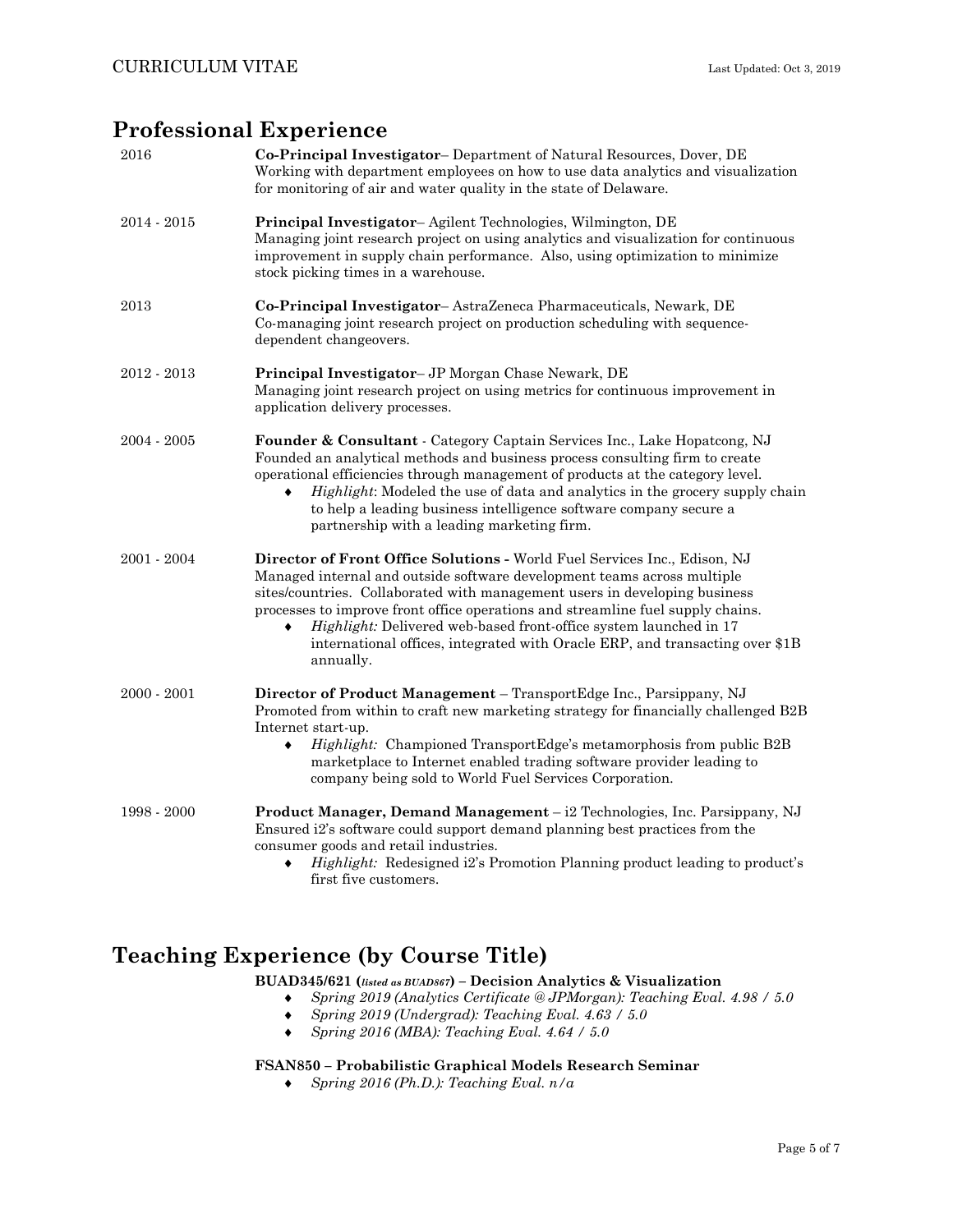## Professional Experience

2016 **Co-Principal Investigator**– Department of Natural Resources, Dover, DE
Working with department employees on how to use data analytics and visualization for monitoring of air and water quality in the state of Delaware.

2014 - 2015 **Principal Investigator**– Agilent Technologies, Wilmington, DE
Managing joint research project on using analytics and visualization for continuous improvement in supply chain performance. Also, using optimization to minimize stock picking times in a warehouse.

2013 **Co-Principal Investigator**– AstraZeneca Pharmaceuticals, Newark, DE
Co-managing joint research project on production scheduling with sequence-dependent changeovers.

2012 - 2013 **Principal Investigator**– JP Morgan Chase Newark, DE
Managing joint research project on using metrics for continuous improvement in application delivery processes.

2004 - 2005 **Founder & Consultant** - Category Captain Services Inc., Lake Hopatcong, NJ
Founded an analytical methods and business process consulting firm to create operational efficiencies through management of products at the category level.

- *Highlight*: Modeled the use of data and analytics in the grocery supply chain to help a leading business intelligence software company secure a partnership with a leading marketing firm.

2001 - 2004 **Director of Front Office Solutions -** World Fuel Services Inc., Edison, NJ
Managed internal and outside software development teams across multiple sites/countries. Collaborated with management users in developing business processes to improve front office operations and streamline fuel supply chains.

- *Highlight:* Delivered web-based front-office system launched in 17 international offices, integrated with Oracle ERP, and transacting over $1B annually.

2000 - 2001 **Director of Product Management** – TransportEdge Inc., Parsippany, NJ
Promoted from within to craft new marketing strategy for financially challenged B2B Internet start-up.

- *Highlight:* Championed TransportEdge's metamorphosis from public B2B marketplace to Internet enabled trading software provider leading to company being sold to World Fuel Services Corporation.

1998 - 2000 **Product Manager, Demand Management** – i2 Technologies, Inc. Parsippany, NJ
Ensured i2's software could support demand planning best practices from the consumer goods and retail industries.

- *Highlight:* Redesigned i2's Promotion Planning product leading to product's first five customers.

## Teaching Experience (by Course Title)

**BUAD345/621 (*listed as BUAD867*) – Decision Analytics & Visualization**

- *Spring 2019 (Analytics Certificate @ JPMorgan): Teaching Eval. 4.98 / 5.0*
- *Spring 2019 (Undergrad): Teaching Eval. 4.63 / 5.0*
- *Spring 2016 (MBA): Teaching Eval. 4.64 / 5.0*

**FSAN850 – Probabilistic Graphical Models Research Seminar**

- *Spring 2016 (Ph.D.): Teaching Eval. n/a*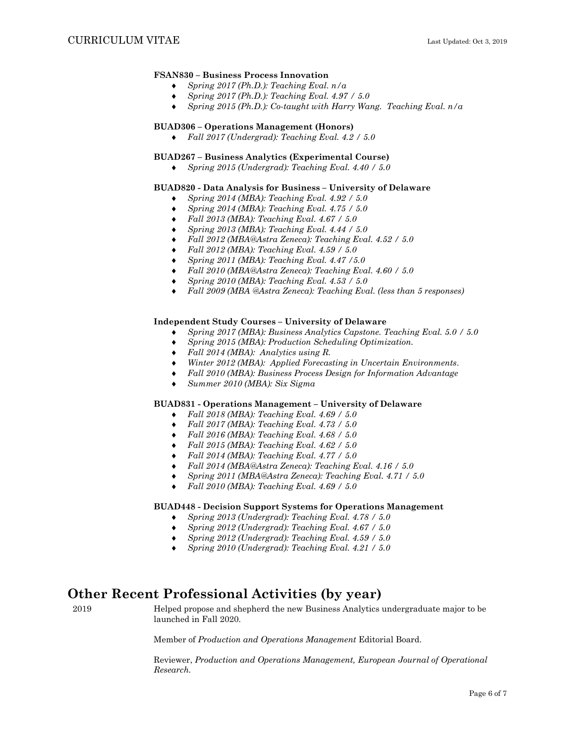**FSAN830 – Business Process Innovation**

- *Spring 2017 (Ph.D.): Teaching Eval. n/a*
- *Spring 2017 (Ph.D.): Teaching Eval. 4.97 / 5.0*
- *Spring 2015 (Ph.D.): Co-taught with Harry Wang. Teaching Eval. n/a*

**BUAD306 – Operations Management (Honors)**

- *Fall 2017 (Undergrad): Teaching Eval. 4.2 / 5.0*

**BUAD267 – Business Analytics (Experimental Course)**

- *Spring 2015 (Undergrad): Teaching Eval. 4.40 / 5.0*

**BUAD820 - Data Analysis for Business – University of Delaware**

- *Spring 2014 (MBA): Teaching Eval. 4.92 / 5.0*
- *Spring 2014 (MBA): Teaching Eval. 4.75 / 5.0*
- *Fall 2013 (MBA): Teaching Eval. 4.67 / 5.0*
- *Spring 2013 (MBA): Teaching Eval. 4.44 / 5.0*
- *Fall 2012 (MBA@Astra Zeneca): Teaching Eval. 4.52 / 5.0*
- *Fall 2012 (MBA): Teaching Eval. 4.59 / 5.0*
- *Spring 2011 (MBA): Teaching Eval. 4.47 /5.0*
- *Fall 2010 (MBA@Astra Zeneca): Teaching Eval. 4.60 / 5.0*
- *Spring 2010 (MBA): Teaching Eval. 4.53 / 5.0*
- *Fall 2009 (MBA @Astra Zeneca): Teaching Eval. (less than 5 responses)*

**Independent Study Courses – University of Delaware**

- *Spring 2017 (MBA): Business Analytics Capstone. Teaching Eval. 5.0 / 5.0*
- *Spring 2015 (MBA): Production Scheduling Optimization.*
- *Fall 2014 (MBA): Analytics using R.*
- *Winter 2012 (MBA): Applied Forecasting in Uncertain Environments.*
- *Fall 2010 (MBA): Business Process Design for Information Advantage*
- *Summer 2010 (MBA): Six Sigma*

**BUAD831 - Operations Management – University of Delaware**

- *Fall 2018 (MBA): Teaching Eval. 4.69 / 5.0*
- *Fall 2017 (MBA): Teaching Eval. 4.73 / 5.0*
- *Fall 2016 (MBA): Teaching Eval. 4.68 / 5.0*
- *Fall 2015 (MBA): Teaching Eval. 4.62 / 5.0*
- *Fall 2014 (MBA): Teaching Eval. 4.77 / 5.0*
- *Fall 2014 (MBA@Astra Zeneca): Teaching Eval. 4.16 / 5.0*
- *Spring 2011 (MBA@Astra Zeneca): Teaching Eval. 4.71 / 5.0*
- *Fall 2010 (MBA): Teaching Eval. 4.69 / 5.0*

**BUAD448 - Decision Support Systems for Operations Management**

- *Spring 2013 (Undergrad): Teaching Eval. 4.78 / 5.0*
- *Spring 2012 (Undergrad): Teaching Eval. 4.67 / 5.0*
- *Spring 2012 (Undergrad): Teaching Eval. 4.59 / 5.0*
- *Spring 2010 (Undergrad): Teaching Eval. 4.21 / 5.0*

# Other Recent Professional Activities (by year)

**2019**

Helped propose and shepherd the new Business Analytics undergraduate major to be launched in Fall 2020.

Member of *Production and Operations Management* Editorial Board.

Reviewer, *Production and Operations Management, European Journal of Operational Research.*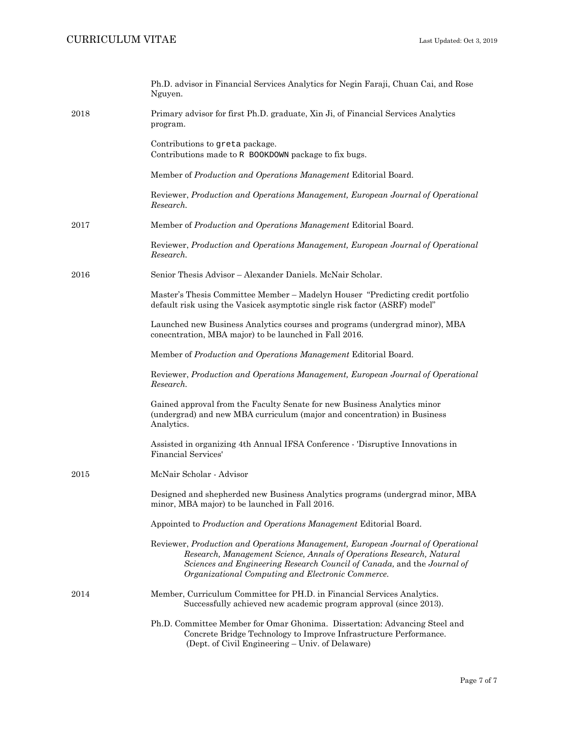| | |
|---|---|
| | Ph.D. advisor in Financial Services Analytics for Negin Faraji, Chuan Cai, and Rose Nguyen. |
| 2018 | Primary advisor for first Ph.D. graduate, Xin Ji, of Financial Services Analytics program. |
| | Contributions to `greta` package.<br>Contributions made to `R BOOKDOWN` package to fix bugs. |
| | Member of *Production and Operations Management* Editorial Board. |
| | Reviewer, *Production and Operations Management, European Journal of Operational Research.* |
| 2017 | Member of *Production and Operations Management* Editorial Board. |
| | Reviewer, *Production and Operations Management, European Journal of Operational Research.* |
| 2016 | Senior Thesis Advisor – Alexander Daniels. McNair Scholar. |
| | Master's Thesis Committee Member – Madelyn Houser "Predicting credit portfolio default risk using the Vasicek asymptotic single risk factor (ASRF) model" |
| | Launched new Business Analytics courses and programs (undergrad minor), MBA conecntration, MBA major) to be launched in Fall 2016. |
| | Member of *Production and Operations Management* Editorial Board. |
| | Reviewer, *Production and Operations Management, European Journal of Operational Research.* |
| | Gained approval from the Faculty Senate for new Business Analytics minor (undergrad) and new MBA curriculum (major and concentration) in Business Analytics. |
| | Assisted in organizing 4th Annual IFSA Conference - 'Disruptive Innovations in Financial Services' |
| 2015 | McNair Scholar - Advisor |
| | Designed and shepherded new Business Analytics programs (undergrad minor, MBA minor, MBA major) to be launched in Fall 2016. |
| | Appointed to *Production and Operations Management* Editorial Board. |
| | Reviewer, *Production and Operations Management, European Journal of Operational Research, Management Science, Annals of Operations Research, Natural Sciences and Engineering Research Council of Canada,* and the *Journal of Organizational Computing and Electronic Commerce.* |
| 2014 | Member, Curriculum Committee for PH.D. in Financial Services Analytics. Successfully achieved new academic program approval (since 2013). |
| | Ph.D. Committee Member for Omar Ghonima. Dissertation: Advancing Steel and Concrete Bridge Technology to Improve Infrastructure Performance. (Dept. of Civil Engineering – Univ. of Delaware) |